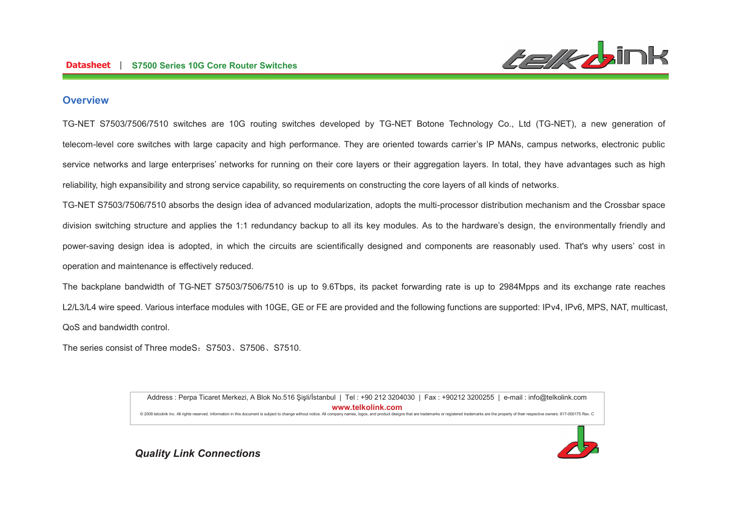## Overview

TG-NET S7503/7506/7510 switches are 10G routing switches developed by TG-NET Botone Technology Co., Ltd (TG-NET), a new generation of telecom-level core switches with large capacity and high performance. They are oriented towards carrier's IP MANs, campus networks, electronic public service networks and large enterprises' networks for running on their core layers or their aggregation layers. In total, they have advantages such as high reliability, high expansibility and strong service capability, so requirements on constructing the core layers of all kinds of networks.

TG-NET S7503/7506/7510 absorbs the design idea of advanced modularization, adopts the multi-processor distribution mechanism and the Crossbar space division switching structure and applies the 1:1 redundancy backup to all its key modules. As to the hardware's design, the environmentally friendly and power-saving design idea is adopted, in which the circuits are scientifically designed and components are reasonably used. That's why users' cost in operation and maintenance is effectively reduced.

The backplane bandwidth of TG-NET S7503/7506/7510 is up to 9.6Tbps, its packet forwarding rate is up to 2984Mpps and its exchange rate reaches L2/L3/L4 wire speed. Various interface modules with 10GE, GE or FE are provided and the following functions are supported: IPv4, IPv6, MPS, NAT, multicast, QoS and bandwidth control.

The series consist of Three modeS：S7503、S7506、S7510.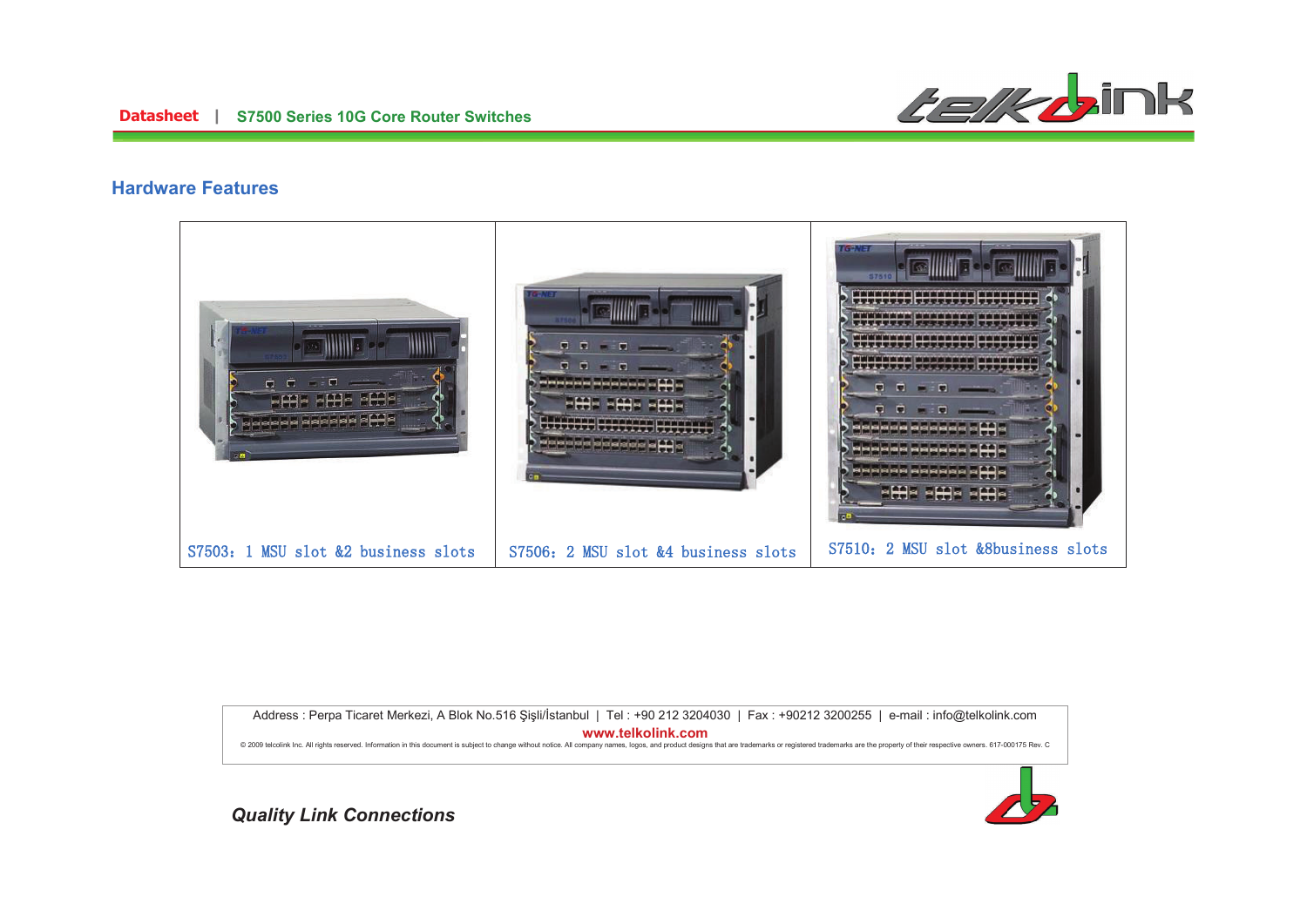## Hardware Features

| S7503：1 MSU slot &2 business slots | S7506：2 MSU slot &4 business slots | S7510：2 MSU slot &8business slots |
|---|---|---|

Address : Perpa Ticaret Merkezi, A Blok No.516 Şişli/İstanbul | Tel : +90 212 3204030 | Fax : +90212 3200255 | e-mail : info@telkolink.com

**www.telkolink.com**

© 2009 telcolink Inc. All rights reserved. Information in this document is subject to change without notice. All company names, logos, and product designs that are trademarks or registered trademarks are the property of their respective owners. 617-000175 Rev. C

***Quality Link Connections***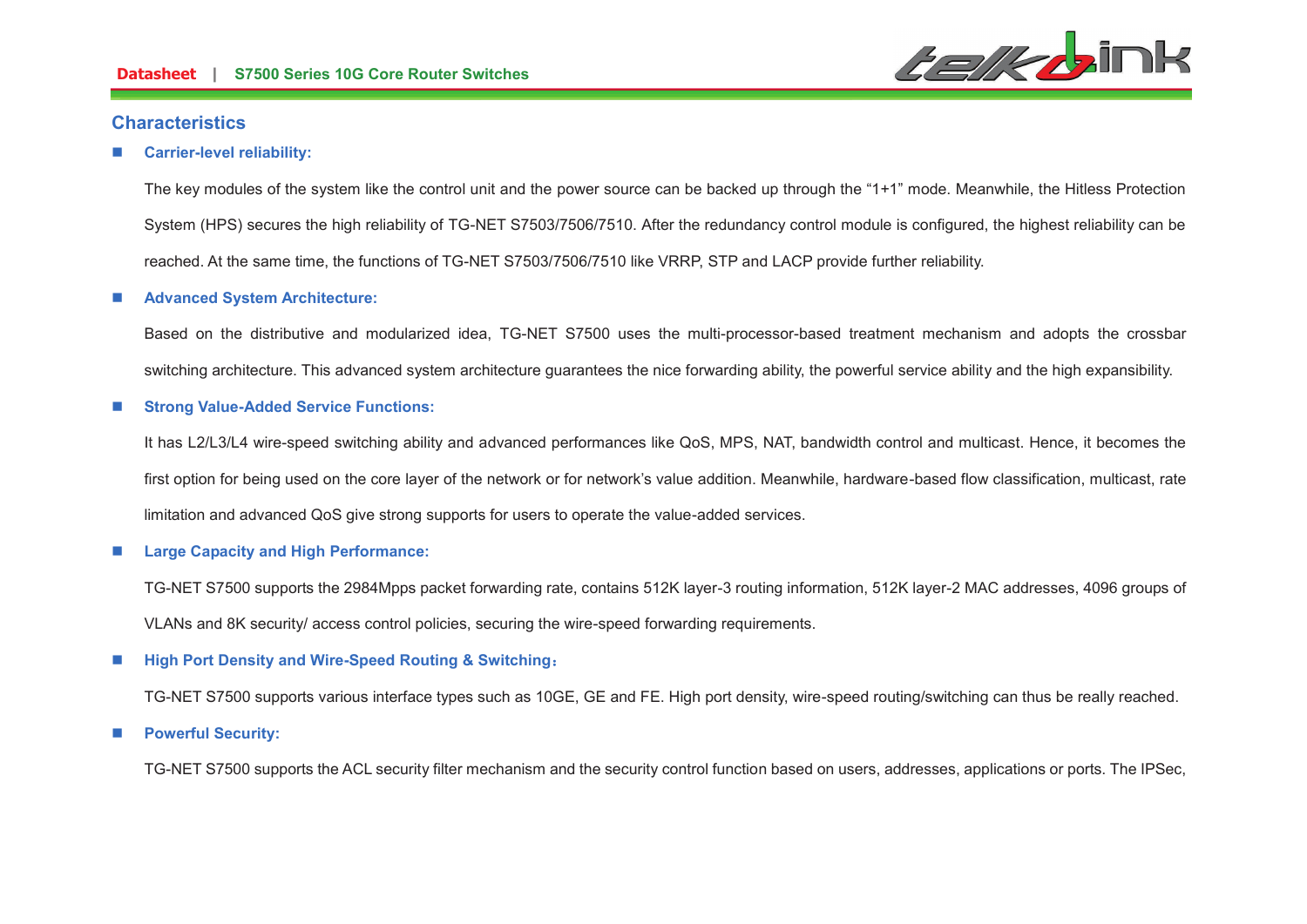## Characteristics

- **Carrier-level reliability:**

  The key modules of the system like the control unit and the power source can be backed up through the "1+1" mode. Meanwhile, the Hitless Protection System (HPS) secures the high reliability of TG-NET S7503/7506/7510. After the redundancy control module is configured, the highest reliability can be reached. At the same time, the functions of TG-NET S7503/7506/7510 like VRRP, STP and LACP provide further reliability.

- **Advanced System Architecture:**

  Based on the distributive and modularized idea, TG-NET S7500 uses the multi-processor-based treatment mechanism and adopts the crossbar switching architecture. This advanced system architecture guarantees the nice forwarding ability, the powerful service ability and the high expansibility.

- **Strong Value-Added Service Functions:**

  It has L2/L3/L4 wire-speed switching ability and advanced performances like QoS, MPS, NAT, bandwidth control and multicast. Hence, it becomes the first option for being used on the core layer of the network or for network's value addition. Meanwhile, hardware-based flow classification, multicast, rate limitation and advanced QoS give strong supports for users to operate the value-added services.

- **Large Capacity and High Performance:**

  TG-NET S7500 supports the 2984Mpps packet forwarding rate, contains 512K layer-3 routing information, 512K layer-2 MAC addresses, 4096 groups of VLANs and 8K security/ access control policies, securing the wire-speed forwarding requirements.

- **High Port Density and Wire-Speed Routing & Switching：**

  TG-NET S7500 supports various interface types such as 10GE, GE and FE. High port density, wire-speed routing/switching can thus be really reached.

- **Powerful Security:**

  TG-NET S7500 supports the ACL security filter mechanism and the security control function based on users, addresses, applications or ports. The IPSec,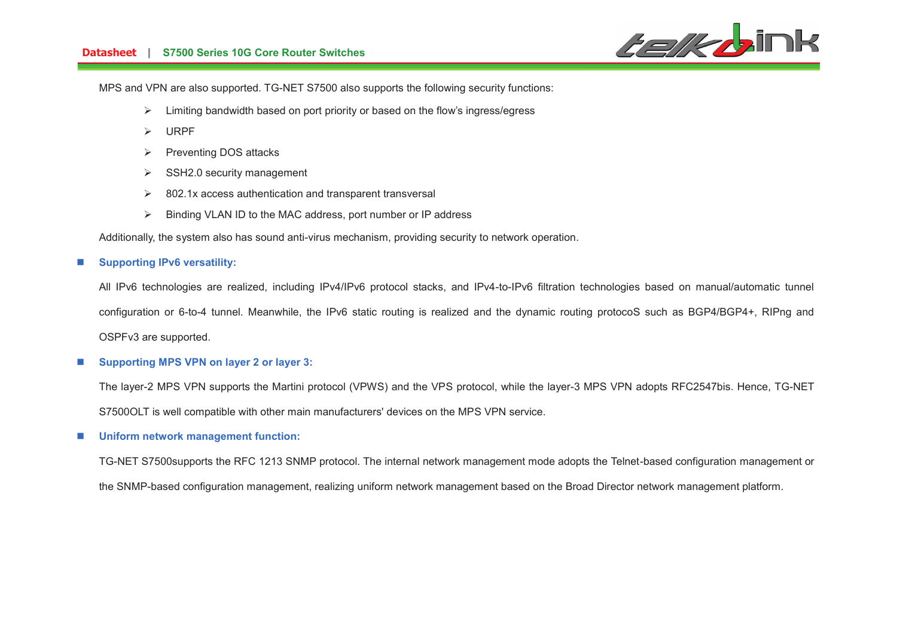MPS and VPN are also supported. TG-NET S7500 also supports the following security functions:

- Limiting bandwidth based on port priority or based on the flow's ingress/egress
- URPF
- Preventing DOS attacks
- SSH2.0 security management
- 802.1x access authentication and transparent transversal
- Binding VLAN ID to the MAC address, port number or IP address

Additionally, the system also has sound anti-virus mechanism, providing security to network operation.

- **Supporting IPv6 versatility:**

  All IPv6 technologies are realized, including IPv4/IPv6 protocol stacks, and IPv4-to-IPv6 filtration technologies based on manual/automatic tunnel configuration or 6-to-4 tunnel. Meanwhile, the IPv6 static routing is realized and the dynamic routing protocoS such as BGP4/BGP4+, RIPng and OSPFv3 are supported.

- **Supporting MPS VPN on layer 2 or layer 3:**

  The layer-2 MPS VPN supports the Martini protocol (VPWS) and the VPS protocol, while the layer-3 MPS VPN adopts RFC2547bis. Hence, TG-NET S7500OLT is well compatible with other main manufacturers' devices on the MPS VPN service.

- **Uniform network management function:**

  TG-NET S7500supports the RFC 1213 SNMP protocol. The internal network management mode adopts the Telnet-based configuration management or the SNMP-based configuration management, realizing uniform network management based on the Broad Director network management platform.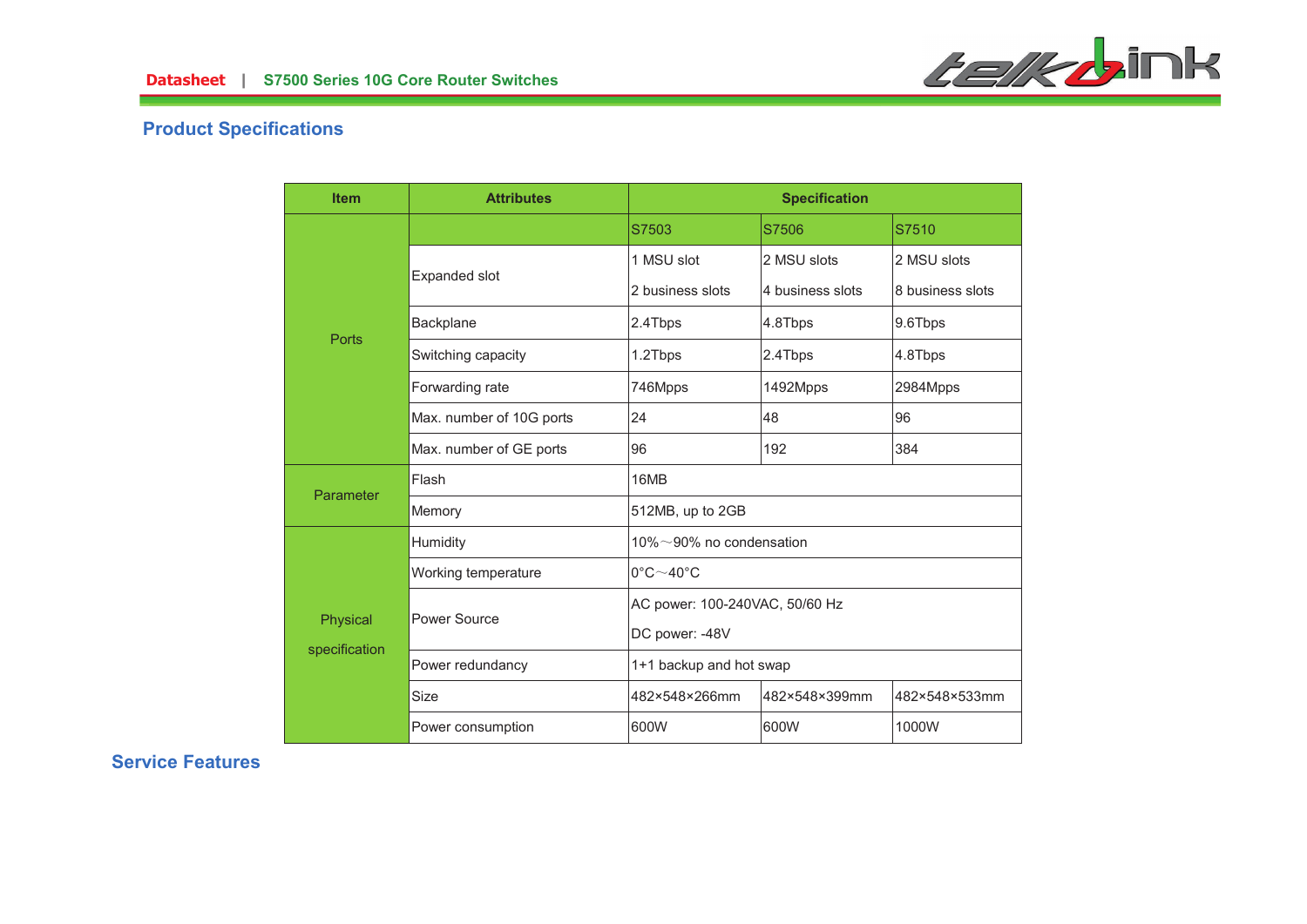## Product Specifications

| Item | Attributes | Specification | | |
|---|---|---|---|---|
| Ports | | S7503 | S7506 | S7510 |
| | Expanded slot | 1 MSU slot<br>2 business slots | 2 MSU slots<br>4 business slots | 2 MSU slots<br>8 business slots |
| | Backplane | 2.4Tbps | 4.8Tbps | 9.6Tbps |
| | Switching capacity | 1.2Tbps | 2.4Tbps | 4.8Tbps |
| | Forwarding rate | 746Mpps | 1492Mpps | 2984Mpps |
| | Max. number of 10G ports | 24 | 48 | 96 |
| | Max. number of GE ports | 96 | 192 | 384 |
| Parameter | Flash | 16MB | | |
| | Memory | 512MB, up to 2GB | | |
| Physical specification | Humidity | 10%～90% no condensation | | |
| | Working temperature | 0°C～40°C | | |
| | Power Source | AC power: 100-240VAC, 50/60 Hz<br>DC power: -48V | | |
| | Power redundancy | 1+1 backup and hot swap | | |
| | Size | 482×548×266mm | 482×548×399mm | 482×548×533mm |
| | Power consumption | 600W | 600W | 1000W |

## Service Features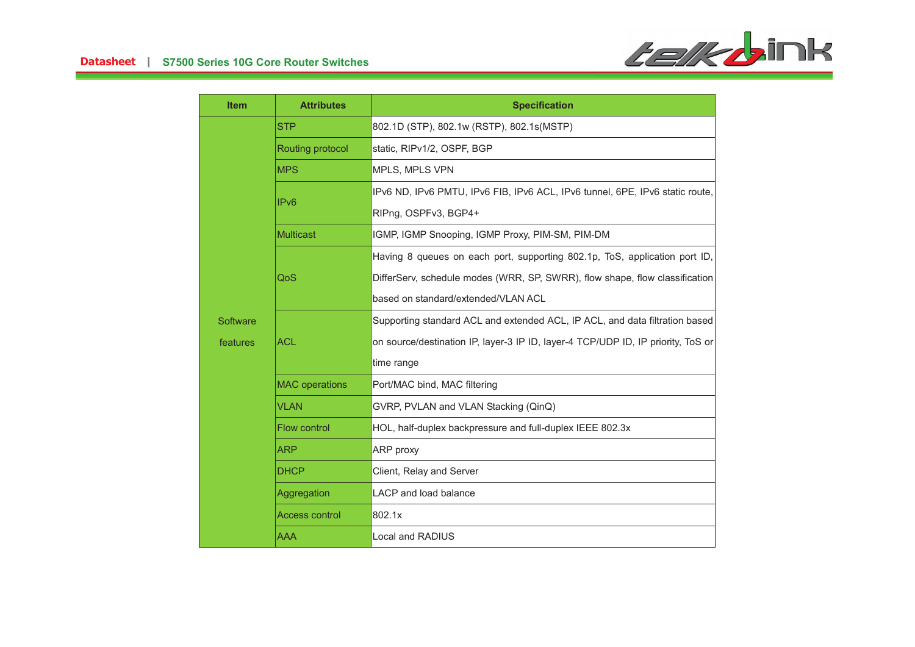| Item | Attributes | Specification |
| --- | --- | --- |
| Software features | STP | 802.1D (STP), 802.1w (RSTP), 802.1s(MSTP) |
| | Routing protocol | static, RIPv1/2, OSPF, BGP |
| | MPS | MPLS, MPLS VPN |
| | IPv6 | IPv6 ND, IPv6 PMTU, IPv6 FIB, IPv6 ACL, IPv6 tunnel, 6PE, IPv6 static route, RIPng, OSPFv3, BGP4+ |
| | Multicast | IGMP, IGMP Snooping, IGMP Proxy, PIM-SM, PIM-DM |
| | QoS | Having 8 queues on each port, supporting 802.1p, ToS, application port ID, DifferServ, schedule modes (WRR, SP, SWRR), flow shape, flow classification based on standard/extended/VLAN ACL |
| | ACL | Supporting standard ACL and extended ACL, IP ACL, and data filtration based on source/destination IP, layer-3 IP ID, layer-4 TCP/UDP ID, IP priority, ToS or time range |
| | MAC operations | Port/MAC bind, MAC filtering |
| | VLAN | GVRP, PVLAN and VLAN Stacking (QinQ) |
| | Flow control | HOL, half-duplex backpressure and full-duplex IEEE 802.3x |
| | ARP | ARP proxy |
| | DHCP | Client, Relay and Server |
| | Aggregation | LACP and load balance |
| | Access control | 802.1x |
| | AAA | Local and RADIUS |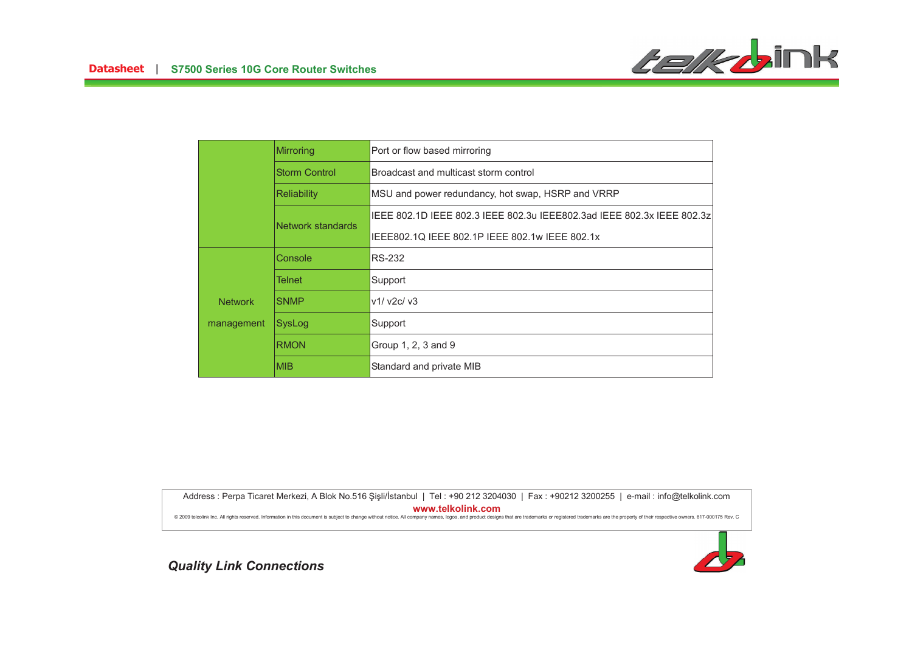| | | |
|---|---|---|
| | Mirroring | Port or flow based mirroring |
| | Storm Control | Broadcast and multicast storm control |
| | Reliability | MSU and power redundancy, hot swap, HSRP and VRRP |
| | Network standards | IEEE 802.1D IEEE 802.3 IEEE 802.3u IEEE802.3ad IEEE 802.3x IEEE 802.3z IEEE802.1Q IEEE 802.1P IEEE 802.1w IEEE 802.1x |
| Network management | Console | RS-232 |
| | Telnet | Support |
| | SNMP | v1/ v2c/ v3 |
| | SysLog | Support |
| | RMON | Group 1, 2, 3 and 9 |
| | MIB | Standard and private MIB |

Address : Perpa Ticaret Merkezi, A Blok No.516 Şişli/İstanbul | Tel : +90 212 3204030 | Fax : +90212 3200255 | e-mail : info@telkolink.com

**www.telkolink.com**

© 2009 telcolink Inc. All rights reserved. Information in this document is subject to change without notice. All company names, logos, and product designs that are trademarks or registered trademarks are the property of their respective owners. 617-000175 Rev. C

***Quality Link Connections***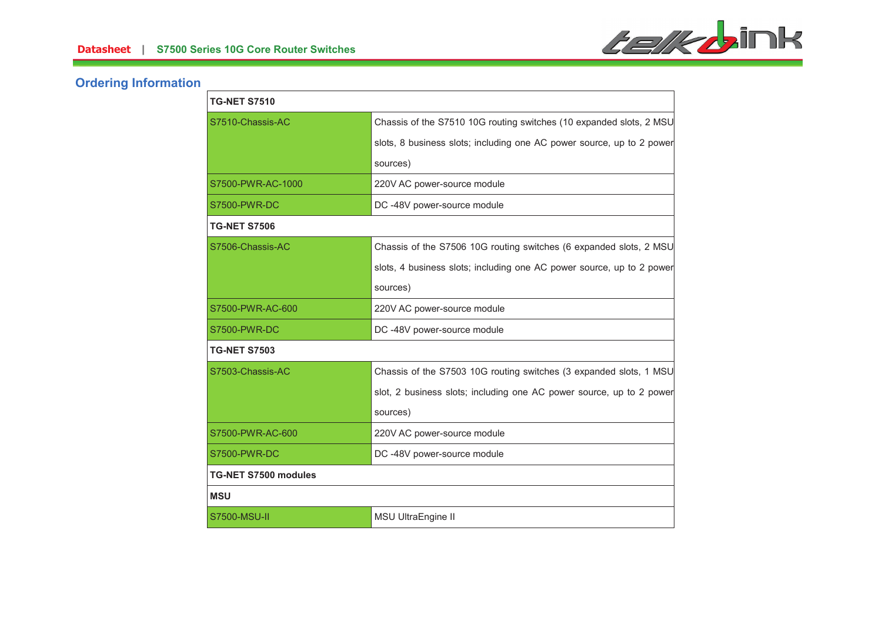## Ordering Information

| TG-NET S7510 | |
|---|---|
| S7510-Chassis-AC | Chassis of the S7510 10G routing switches (10 expanded slots, 2 MSU slots, 8 business slots; including one AC power source, up to 2 power sources) |
| S7500-PWR-AC-1000 | 220V AC power-source module |
| S7500-PWR-DC | DC -48V power-source module |
| **TG-NET S7506** | |
| S7506-Chassis-AC | Chassis of the S7506 10G routing switches (6 expanded slots, 2 MSU slots, 4 business slots; including one AC power source, up to 2 power sources) |
| S7500-PWR-AC-600 | 220V AC power-source module |
| S7500-PWR-DC | DC -48V power-source module |
| **TG-NET S7503** | |
| S7503-Chassis-AC | Chassis of the S7503 10G routing switches (3 expanded slots, 1 MSU slot, 2 business slots; including one AC power source, up to 2 power sources) |
| S7500-PWR-AC-600 | 220V AC power-source module |
| S7500-PWR-DC | DC -48V power-source module |
| **TG-NET S7500 modules** | |
| **MSU** | |
| S7500-MSU-II | MSU UltraEngine II |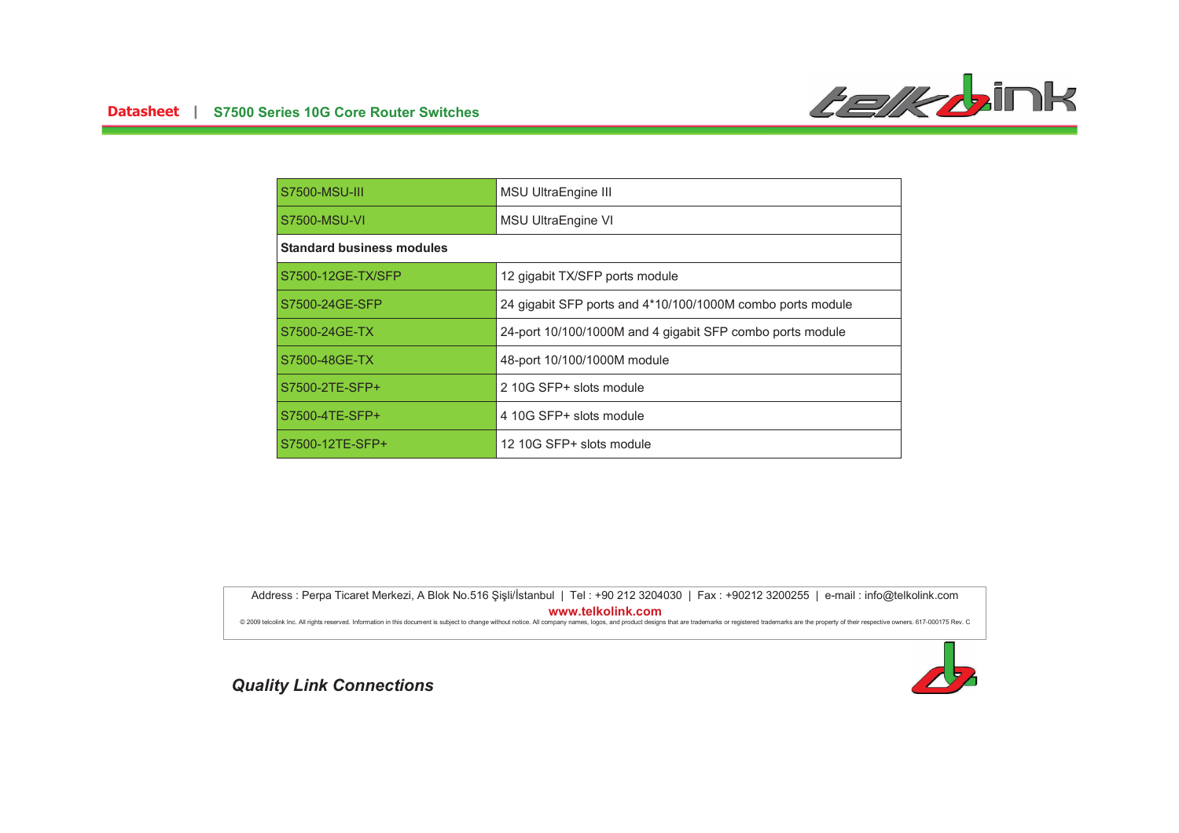| | |
|---|---|
| S7500-MSU-III | MSU UltraEngine III |
| S7500-MSU-VI | MSU UltraEngine VI |
| **Standard business modules** | |
| S7500-12GE-TX/SFP | 12 gigabit TX/SFP ports module |
| S7500-24GE-SFP | 24 gigabit SFP ports and 4*10/100/1000M combo ports module |
| S7500-24GE-TX | 24-port 10/100/1000M and 4 gigabit SFP combo ports module |
| S7500-48GE-TX | 48-port 10/100/1000M module |
| S7500-2TE-SFP+ | 2 10G SFP+ slots module |
| S7500-4TE-SFP+ | 4 10G SFP+ slots module |
| S7500-12TE-SFP+ | 12 10G SFP+ slots module |

Address : Perpa Ticaret Merkezi, A Blok No.516 Şişli/İstanbul | Tel : +90 212 3204030 | Fax : +90212 3200255 | e-mail : info@telkolink.com

**www.telkolink.com**

© 2009 telcolink Inc. All rights reserved. Information in this document is subject to change without notice. All company names, logos, and product designs that are trademarks or registered trademarks are the property of their respective owners. 617-000175 Rev. C

***Quality Link Connections***